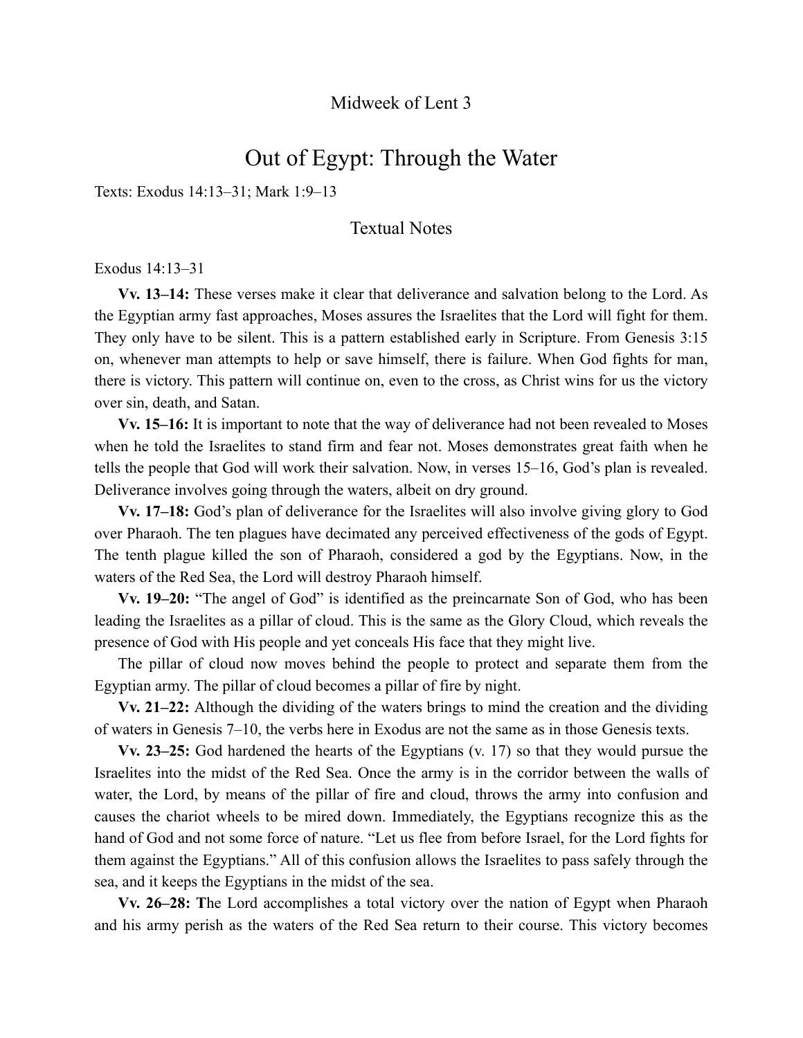Midweek of Lent 3

# Out of Egypt: Through the Water

Texts: Exodus 14:13–31; Mark 1:9–13

## Textual Notes

Exodus 14:13–31

**Vv. 13–14:** These verses make it clear that deliverance and salvation belong to the Lord. As the Egyptian army fast approaches, Moses assures the Israelites that the Lord will fight for them. They only have to be silent. This is a pattern established early in Scripture. From Genesis 3:15 on, whenever man attempts to help or save himself, there is failure. When God fights for man, there is victory. This pattern will continue on, even to the cross, as Christ wins for us the victory over sin, death, and Satan.

**Vv. 15–16:** It is important to note that the way of deliverance had not been revealed to Moses when he told the Israelites to stand firm and fear not. Moses demonstrates great faith when he tells the people that God will work their salvation. Now, in verses 15–16, God's plan is revealed. Deliverance involves going through the waters, albeit on dry ground.

**Vv. 17–18:** God's plan of deliverance for the Israelites will also involve giving glory to God over Pharaoh. The ten plagues have decimated any perceived effectiveness of the gods of Egypt. The tenth plague killed the son of Pharaoh, considered a god by the Egyptians. Now, in the waters of the Red Sea, the Lord will destroy Pharaoh himself.

**Vv. 19–20:** "The angel of God" is identified as the preincarnate Son of God, who has been leading the Israelites as a pillar of cloud. This is the same as the Glory Cloud, which reveals the presence of God with His people and yet conceals His face that they might live.

The pillar of cloud now moves behind the people to protect and separate them from the Egyptian army. The pillar of cloud becomes a pillar of fire by night.

**Vv. 21–22:** Although the dividing of the waters brings to mind the creation and the dividing of waters in Genesis 7–10, the verbs here in Exodus are not the same as in those Genesis texts.

**Vv. 23–25:** God hardened the hearts of the Egyptians (v. 17) so that they would pursue the Israelites into the midst of the Red Sea. Once the army is in the corridor between the walls of water, the Lord, by means of the pillar of fire and cloud, throws the army into confusion and causes the chariot wheels to be mired down. Immediately, the Egyptians recognize this as the hand of God and not some force of nature. "Let us flee from before Israel, for the Lord fights for them against the Egyptians." All of this confusion allows the Israelites to pass safely through the sea, and it keeps the Egyptians in the midst of the sea.

**Vv. 26–28:** The Lord accomplishes a total victory over the nation of Egypt when Pharaoh and his army perish as the waters of the Red Sea return to their course. This victory becomes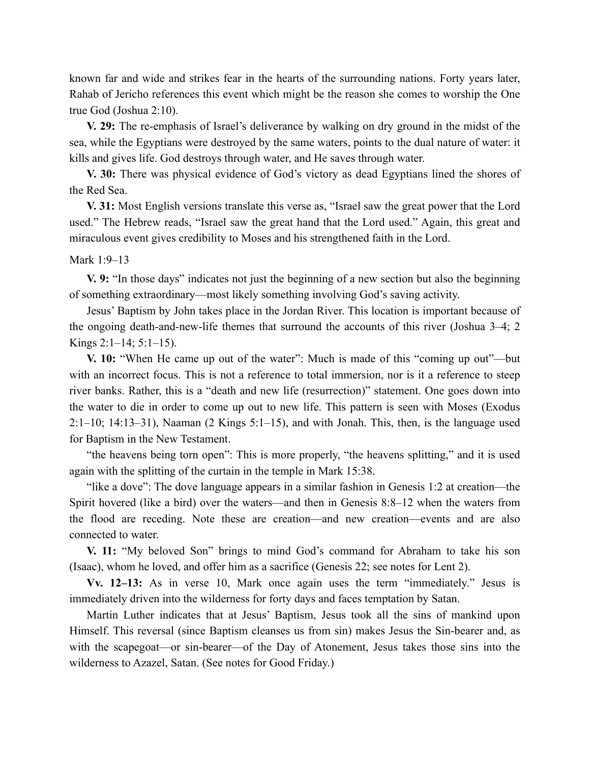known far and wide and strikes fear in the hearts of the surrounding nations. Forty years later, Rahab of Jericho references this event which might be the reason she comes to worship the One true God (Joshua 2:10).

**V. 29:** The re-emphasis of Israel's deliverance by walking on dry ground in the midst of the sea, while the Egyptians were destroyed by the same waters, points to the dual nature of water: it kills and gives life. God destroys through water, and He saves through water.

**V. 30:** There was physical evidence of God's victory as dead Egyptians lined the shores of the Red Sea.

**V. 31:** Most English versions translate this verse as, "Israel saw the great power that the Lord used." The Hebrew reads, "Israel saw the great hand that the Lord used." Again, this great and miraculous event gives credibility to Moses and his strengthened faith in the Lord.

Mark 1:9–13

**V. 9:** "In those days" indicates not just the beginning of a new section but also the beginning of something extraordinary—most likely something involving God's saving activity.

Jesus' Baptism by John takes place in the Jordan River. This location is important because of the ongoing death-and-new-life themes that surround the accounts of this river (Joshua 3–4; 2 Kings 2:1–14; 5:1–15).

**V. 10:** "When He came up out of the water": Much is made of this "coming up out"—but with an incorrect focus. This is not a reference to total immersion, nor is it a reference to steep river banks. Rather, this is a "death and new life (resurrection)" statement. One goes down into the water to die in order to come up out to new life. This pattern is seen with Moses (Exodus 2:1–10; 14:13–31), Naaman (2 Kings 5:1–15), and with Jonah. This, then, is the language used for Baptism in the New Testament.

"the heavens being torn open": This is more properly, "the heavens splitting," and it is used again with the splitting of the curtain in the temple in Mark 15:38.

"like a dove": The dove language appears in a similar fashion in Genesis 1:2 at creation—the Spirit hovered (like a bird) over the waters—and then in Genesis 8:8–12 when the waters from the flood are receding. Note these are creation—and new creation—events and are also connected to water.

**V. 11:** "My beloved Son" brings to mind God's command for Abraham to take his son (Isaac), whom he loved, and offer him as a sacrifice (Genesis 22; see notes for Lent 2).

**Vv. 12–13:** As in verse 10, Mark once again uses the term "immediately." Jesus is immediately driven into the wilderness for forty days and faces temptation by Satan.

Martin Luther indicates that at Jesus' Baptism, Jesus took all the sins of mankind upon Himself. This reversal (since Baptism cleanses us from sin) makes Jesus the Sin-bearer and, as with the scapegoat—or sin-bearer—of the Day of Atonement, Jesus takes those sins into the wilderness to Azazel, Satan. (See notes for Good Friday.)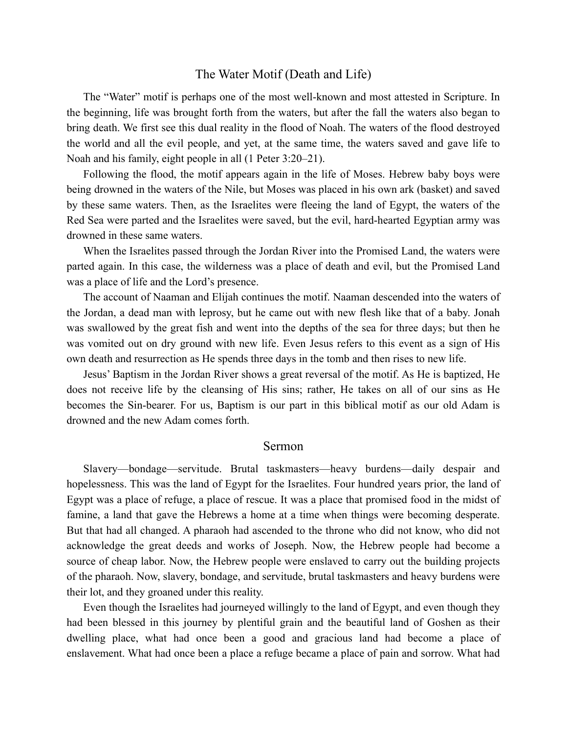## The Water Motif (Death and Life)

The "Water" motif is perhaps one of the most well-known and most attested in Scripture. In the beginning, life was brought forth from the waters, but after the fall the waters also began to bring death. We first see this dual reality in the flood of Noah. The waters of the flood destroyed the world and all the evil people, and yet, at the same time, the waters saved and gave life to Noah and his family, eight people in all (1 Peter 3:20–21).

Following the flood, the motif appears again in the life of Moses. Hebrew baby boys were being drowned in the waters of the Nile, but Moses was placed in his own ark (basket) and saved by these same waters. Then, as the Israelites were fleeing the land of Egypt, the waters of the Red Sea were parted and the Israelites were saved, but the evil, hard-hearted Egyptian army was drowned in these same waters.

When the Israelites passed through the Jordan River into the Promised Land, the waters were parted again. In this case, the wilderness was a place of death and evil, but the Promised Land was a place of life and the Lord's presence.

The account of Naaman and Elijah continues the motif. Naaman descended into the waters of the Jordan, a dead man with leprosy, but he came out with new flesh like that of a baby. Jonah was swallowed by the great fish and went into the depths of the sea for three days; but then he was vomited out on dry ground with new life. Even Jesus refers to this event as a sign of His own death and resurrection as He spends three days in the tomb and then rises to new life.

Jesus' Baptism in the Jordan River shows a great reversal of the motif. As He is baptized, He does not receive life by the cleansing of His sins; rather, He takes on all of our sins as He becomes the Sin-bearer. For us, Baptism is our part in this biblical motif as our old Adam is drowned and the new Adam comes forth.

## Sermon

Slavery—bondage—servitude. Brutal taskmasters—heavy burdens—daily despair and hopelessness. This was the land of Egypt for the Israelites. Four hundred years prior, the land of Egypt was a place of refuge, a place of rescue. It was a place that promised food in the midst of famine, a land that gave the Hebrews a home at a time when things were becoming desperate. But that had all changed. A pharaoh had ascended to the throne who did not know, who did not acknowledge the great deeds and works of Joseph. Now, the Hebrew people had become a source of cheap labor. Now, the Hebrew people were enslaved to carry out the building projects of the pharaoh. Now, slavery, bondage, and servitude, brutal taskmasters and heavy burdens were their lot, and they groaned under this reality.

Even though the Israelites had journeyed willingly to the land of Egypt, and even though they had been blessed in this journey by plentiful grain and the beautiful land of Goshen as their dwelling place, what had once been a good and gracious land had become a place of enslavement. What had once been a place a refuge became a place of pain and sorrow. What had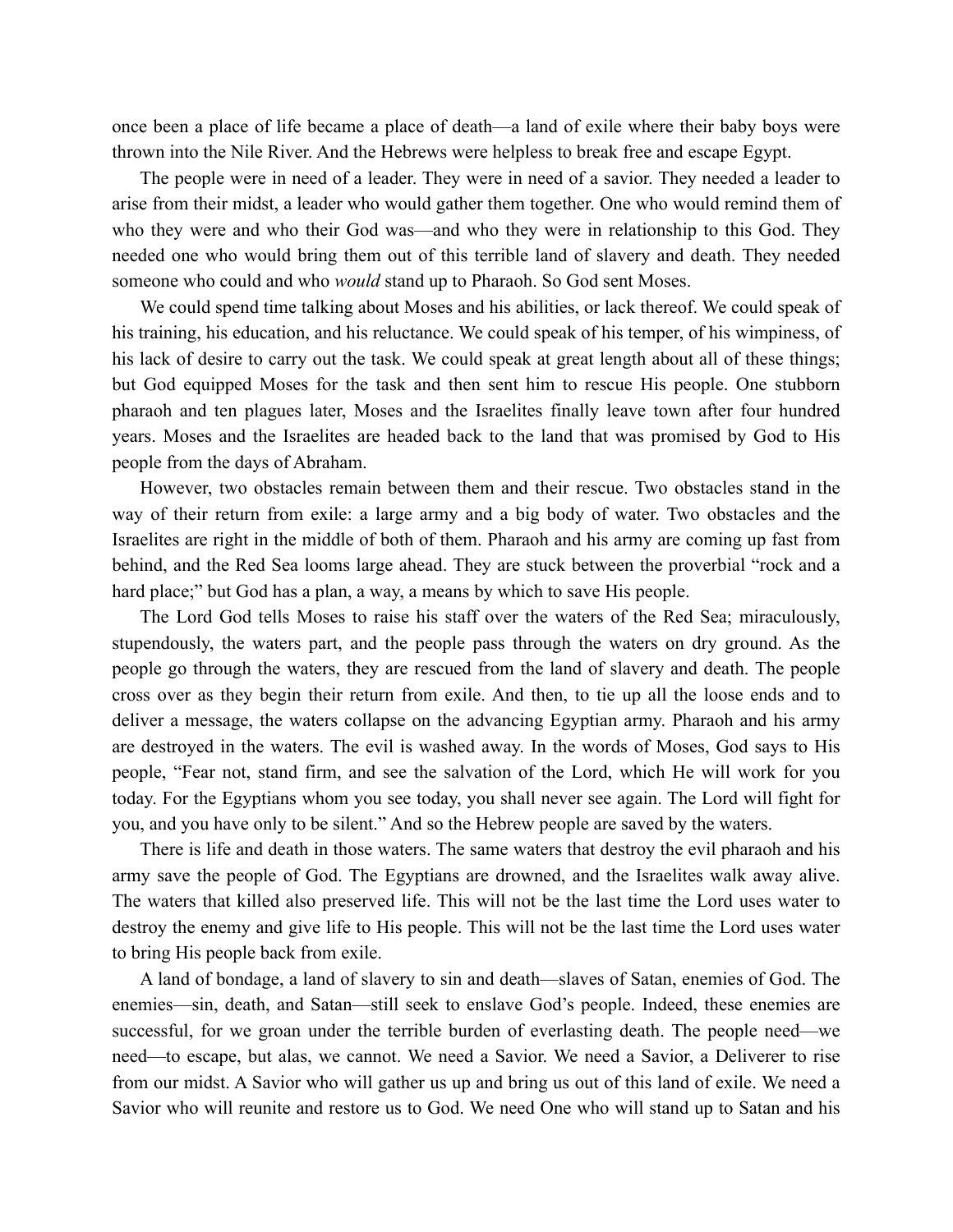once been a place of life became a place of death—a land of exile where their baby boys were thrown into the Nile River. And the Hebrews were helpless to break free and escape Egypt.

The people were in need of a leader. They were in need of a savior. They needed a leader to arise from their midst, a leader who would gather them together. One who would remind them of who they were and who their God was—and who they were in relationship to this God. They needed one who would bring them out of this terrible land of slavery and death. They needed someone who could and who *would* stand up to Pharaoh. So God sent Moses.

We could spend time talking about Moses and his abilities, or lack thereof. We could speak of his training, his education, and his reluctance. We could speak of his temper, of his wimpiness, of his lack of desire to carry out the task. We could speak at great length about all of these things; but God equipped Moses for the task and then sent him to rescue His people. One stubborn pharaoh and ten plagues later, Moses and the Israelites finally leave town after four hundred years. Moses and the Israelites are headed back to the land that was promised by God to His people from the days of Abraham.

However, two obstacles remain between them and their rescue. Two obstacles stand in the way of their return from exile: a large army and a big body of water. Two obstacles and the Israelites are right in the middle of both of them. Pharaoh and his army are coming up fast from behind, and the Red Sea looms large ahead. They are stuck between the proverbial "rock and a hard place;" but God has a plan, a way, a means by which to save His people.

The Lord God tells Moses to raise his staff over the waters of the Red Sea; miraculously, stupendously, the waters part, and the people pass through the waters on dry ground. As the people go through the waters, they are rescued from the land of slavery and death. The people cross over as they begin their return from exile. And then, to tie up all the loose ends and to deliver a message, the waters collapse on the advancing Egyptian army. Pharaoh and his army are destroyed in the waters. The evil is washed away. In the words of Moses, God says to His people, "Fear not, stand firm, and see the salvation of the Lord, which He will work for you today. For the Egyptians whom you see today, you shall never see again. The Lord will fight for you, and you have only to be silent." And so the Hebrew people are saved by the waters.

There is life and death in those waters. The same waters that destroy the evil pharaoh and his army save the people of God. The Egyptians are drowned, and the Israelites walk away alive. The waters that killed also preserved life. This will not be the last time the Lord uses water to destroy the enemy and give life to His people. This will not be the last time the Lord uses water to bring His people back from exile.

A land of bondage, a land of slavery to sin and death—slaves of Satan, enemies of God. The enemies—sin, death, and Satan—still seek to enslave God's people. Indeed, these enemies are successful, for we groan under the terrible burden of everlasting death. The people need—we need—to escape, but alas, we cannot. We need a Savior. We need a Savior, a Deliverer to rise from our midst. A Savior who will gather us up and bring us out of this land of exile. We need a Savior who will reunite and restore us to God. We need One who will stand up to Satan and his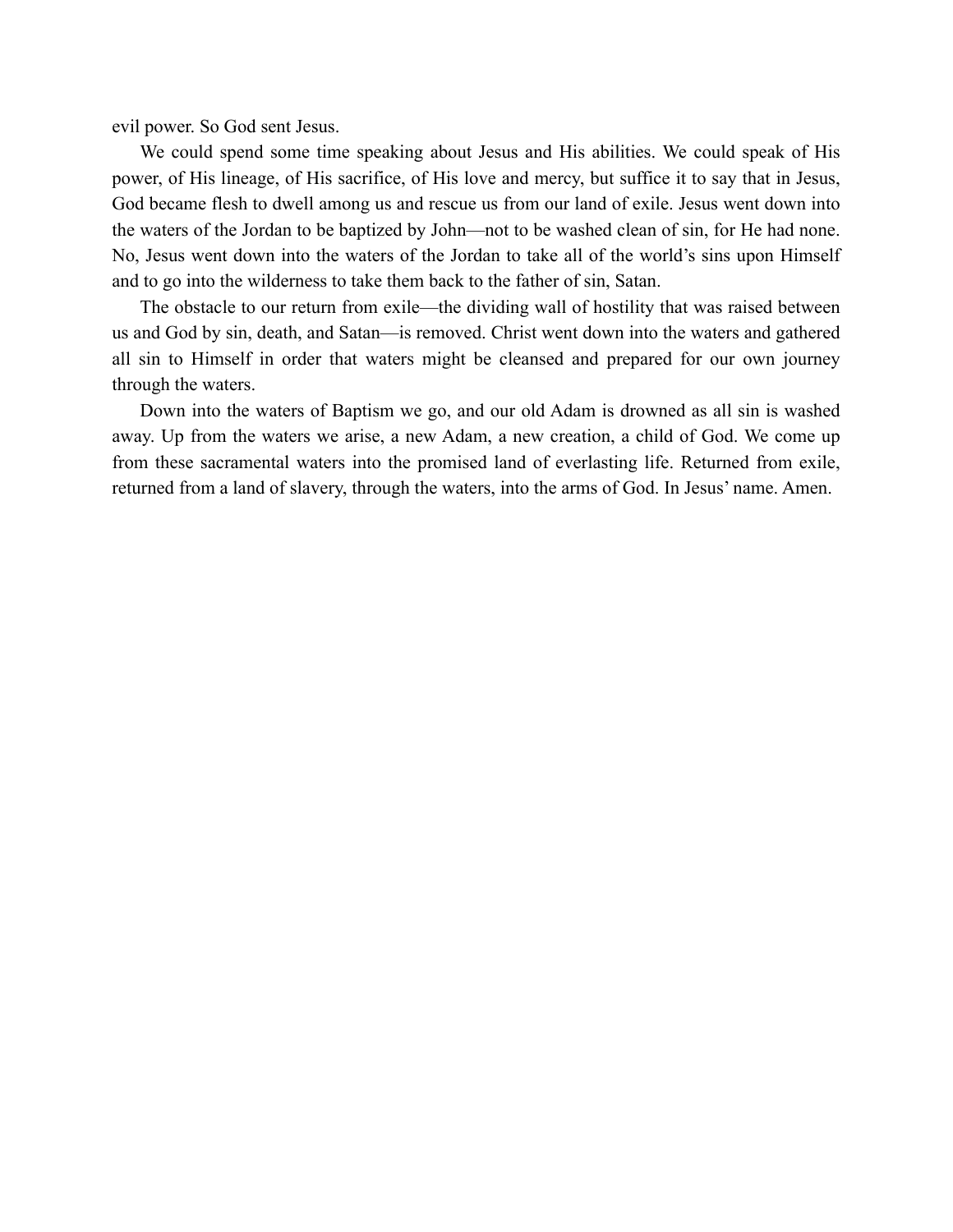evil power. So God sent Jesus.

We could spend some time speaking about Jesus and His abilities. We could speak of His power, of His lineage, of His sacrifice, of His love and mercy, but suffice it to say that in Jesus, God became flesh to dwell among us and rescue us from our land of exile. Jesus went down into the waters of the Jordan to be baptized by John—not to be washed clean of sin, for He had none. No, Jesus went down into the waters of the Jordan to take all of the world's sins upon Himself and to go into the wilderness to take them back to the father of sin, Satan.

The obstacle to our return from exile—the dividing wall of hostility that was raised between us and God by sin, death, and Satan—is removed. Christ went down into the waters and gathered all sin to Himself in order that waters might be cleansed and prepared for our own journey through the waters.

Down into the waters of Baptism we go, and our old Adam is drowned as all sin is washed away. Up from the waters we arise, a new Adam, a new creation, a child of God. We come up from these sacramental waters into the promised land of everlasting life. Returned from exile, returned from a land of slavery, through the waters, into the arms of God. In Jesus' name. Amen.